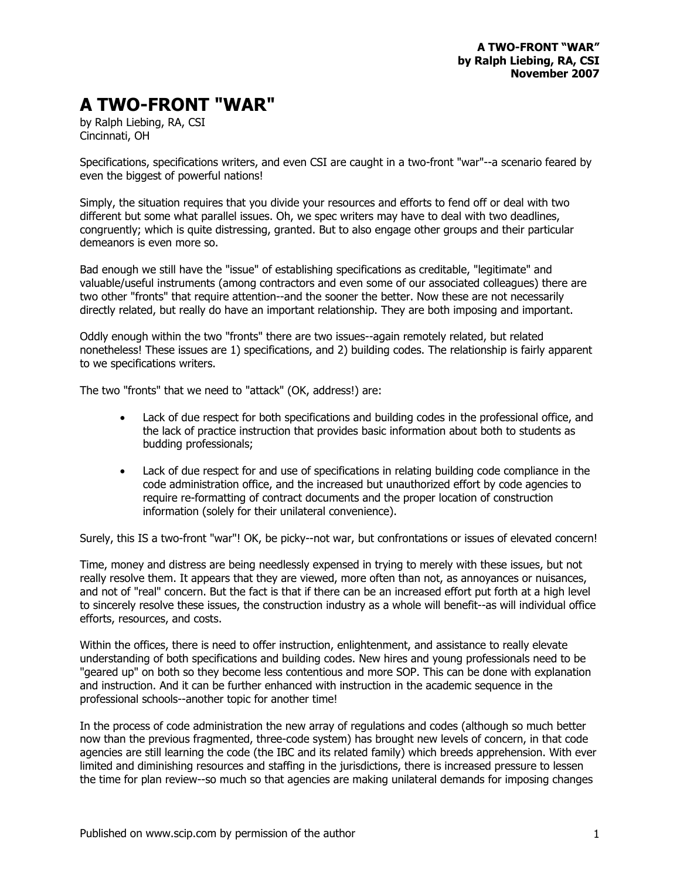# A TWO-FRONT "WAR"

by Ralph Liebing, RA, CSI
Cincinnati, OH

Specifications, specifications writers, and even CSI are caught in a two-front "war"--a scenario feared by even the biggest of powerful nations!

Simply, the situation requires that you divide your resources and efforts to fend off or deal with two different but some what parallel issues. Oh, we spec writers may have to deal with two deadlines, congruently; which is quite distressing, granted. But to also engage other groups and their particular demeanors is even more so.

Bad enough we still have the "issue" of establishing specifications as creditable, "legitimate" and valuable/useful instruments (among contractors and even some of our associated colleagues) there are two other "fronts" that require attention--and the sooner the better. Now these are not necessarily directly related, but really do have an important relationship. They are both imposing and important.

Oddly enough within the two "fronts" there are two issues--again remotely related, but related nonetheless! These issues are 1) specifications, and 2) building codes. The relationship is fairly apparent to we specifications writers.

The two "fronts" that we need to "attack" (OK, address!) are:

- Lack of due respect for both specifications and building codes in the professional office, and the lack of practice instruction that provides basic information about both to students as budding professionals;
- Lack of due respect for and use of specifications in relating building code compliance in the code administration office, and the increased but unauthorized effort by code agencies to require re-formatting of contract documents and the proper location of construction information (solely for their unilateral convenience).

Surely, this IS a two-front "war"! OK, be picky--not war, but confrontations or issues of elevated concern!

Time, money and distress are being needlessly expensed in trying to merely with these issues, but not really resolve them. It appears that they are viewed, more often than not, as annoyances or nuisances, and not of "real" concern. But the fact is that if there can be an increased effort put forth at a high level to sincerely resolve these issues, the construction industry as a whole will benefit--as will individual office efforts, resources, and costs.

Within the offices, there is need to offer instruction, enlightenment, and assistance to really elevate understanding of both specifications and building codes. New hires and young professionals need to be "geared up" on both so they become less contentious and more SOP. This can be done with explanation and instruction. And it can be further enhanced with instruction in the academic sequence in the professional schools--another topic for another time!

In the process of code administration the new array of regulations and codes (although so much better now than the previous fragmented, three-code system) has brought new levels of concern, in that code agencies are still learning the code (the IBC and its related family) which breeds apprehension. With ever limited and diminishing resources and staffing in the jurisdictions, there is increased pressure to lessen the time for plan review--so much so that agencies are making unilateral demands for imposing changes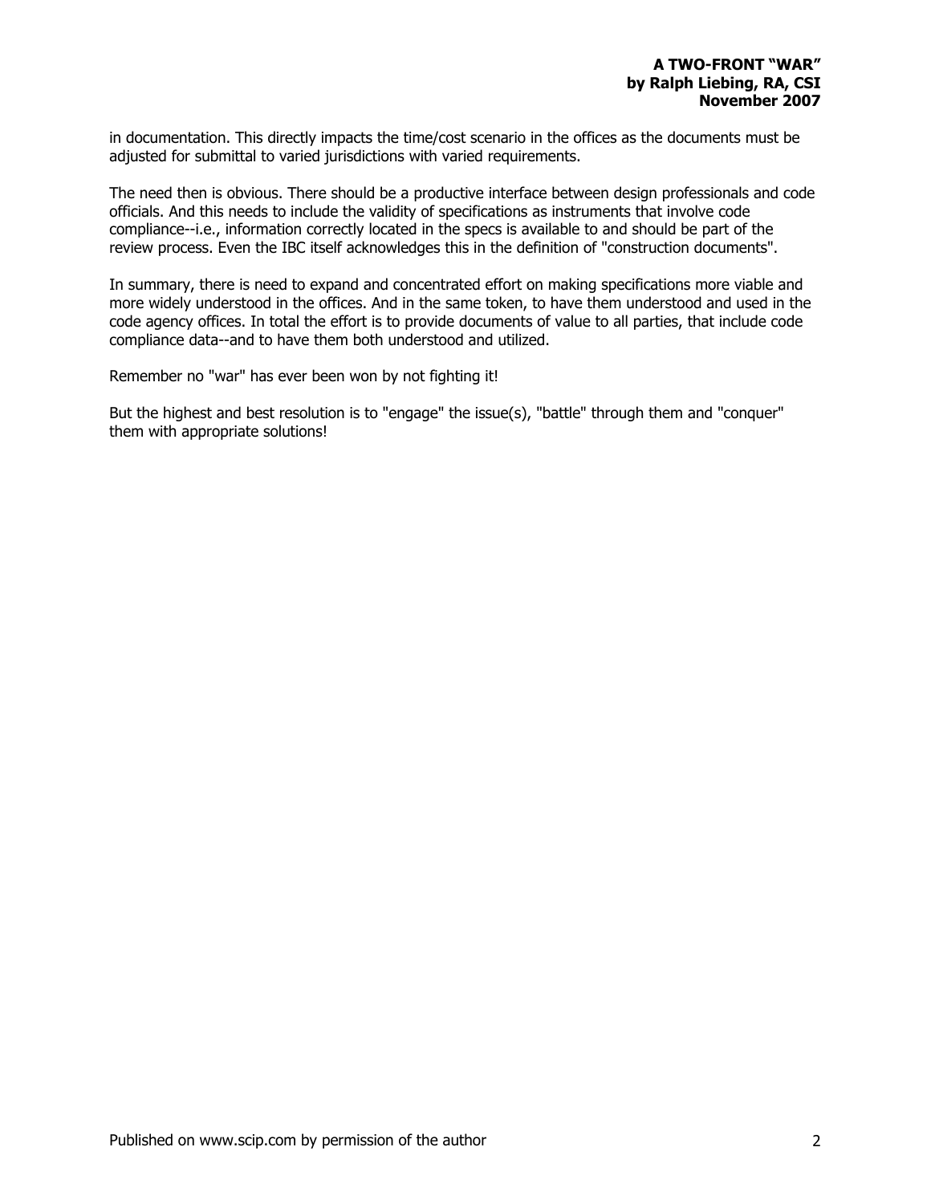in documentation. This directly impacts the time/cost scenario in the offices as the documents must be adjusted for submittal to varied jurisdictions with varied requirements.

The need then is obvious. There should be a productive interface between design professionals and code officials. And this needs to include the validity of specifications as instruments that involve code compliance--i.e., information correctly located in the specs is available to and should be part of the review process. Even the IBC itself acknowledges this in the definition of "construction documents".

In summary, there is need to expand and concentrated effort on making specifications more viable and more widely understood in the offices. And in the same token, to have them understood and used in the code agency offices. In total the effort is to provide documents of value to all parties, that include code compliance data--and to have them both understood and utilized.

Remember no "war" has ever been won by not fighting it!

But the highest and best resolution is to "engage" the issue(s), "battle" through them and "conquer" them with appropriate solutions!